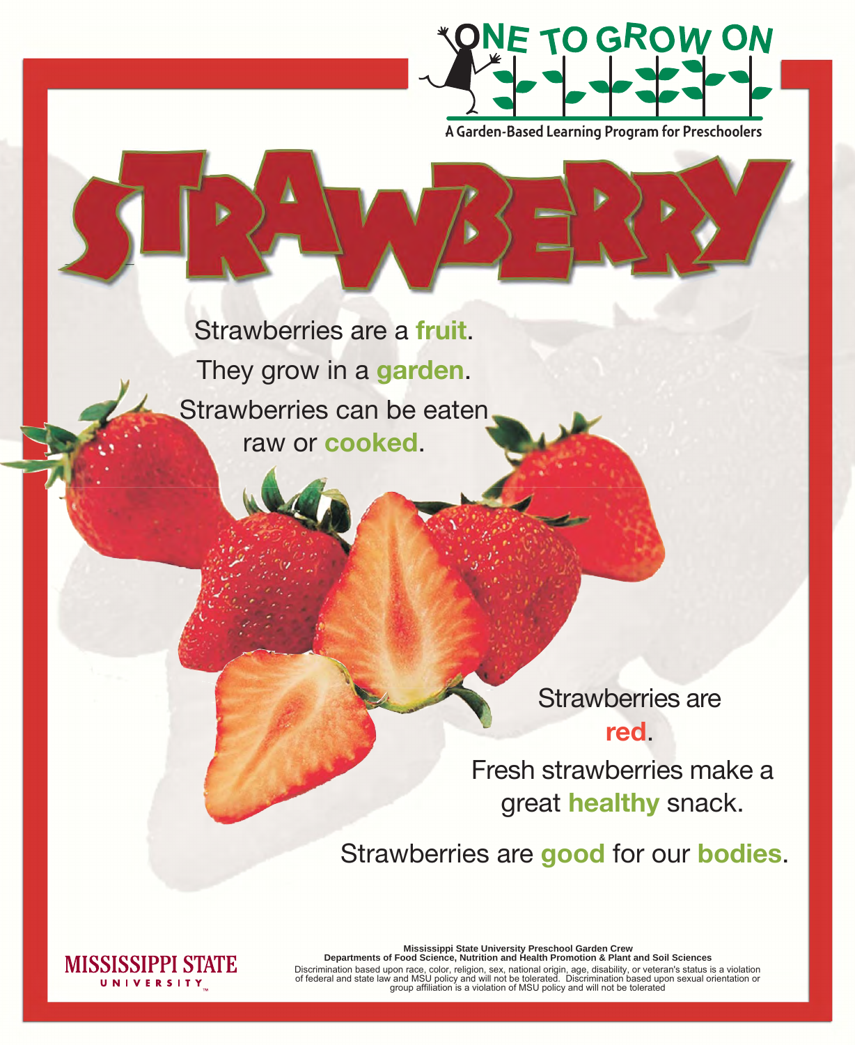ONE TO GROW ON

A Garden-Based Learning Program for Preschoolers

# STRAWBERRY

Strawberries are a **fruit**.

They grow in a **garden**.

Strawberries can be eaten raw or **cooked**.

Strawberries are **red**.

Fresh strawberries make a great **healthy** snack.

Strawberries are **good** for our **bodies**.

MISSISSIPPI STATE UNIVERSITY

**Mississippi State University Preschool Garden Crew**
**Departments of Food Science, Nutrition and Health Promotion & Plant and Soil Sciences**

Discrimination based upon race, color, religion, sex, national origin, age, disability, or veteran's status is a violation of federal and state law and MSU policy and will not be tolerated. Discrimination based upon sexual orientation or group affiliation is a violation of MSU policy and will not be tolerated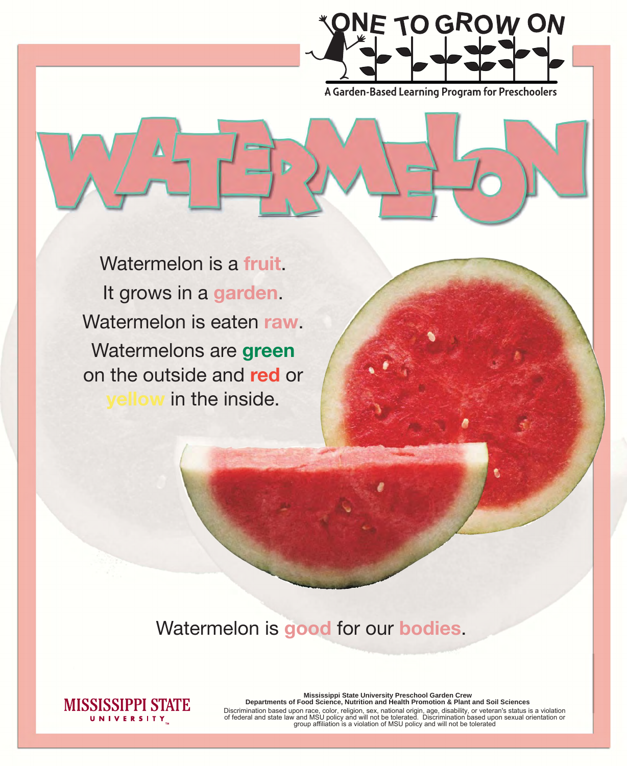ONE TO GROW ON

A Garden-Based Learning Program for Preschoolers

# WATERMELON

Watermelon is a **fruit**.
It grows in a **garden**.
Watermelon is eaten **raw**.
Watermelons are **green** on the outside and **red** or **yellow** in the inside.

Watermelon is **good** for our **bodies**.

MISSISSIPPI STATE UNIVERSITY

Mississippi State University Preschool Garden Crew
Departments of Food Science, Nutrition and Health Promotion & Plant and Soil Sciences

Discrimination based upon race, color, religion, sex, national origin, age, disability, or veteran's status is a violation of federal and state law and MSU policy and will not be tolerated. Discrimination based upon sexual orientation or group affiliation is a violation of MSU policy and will not be tolerated